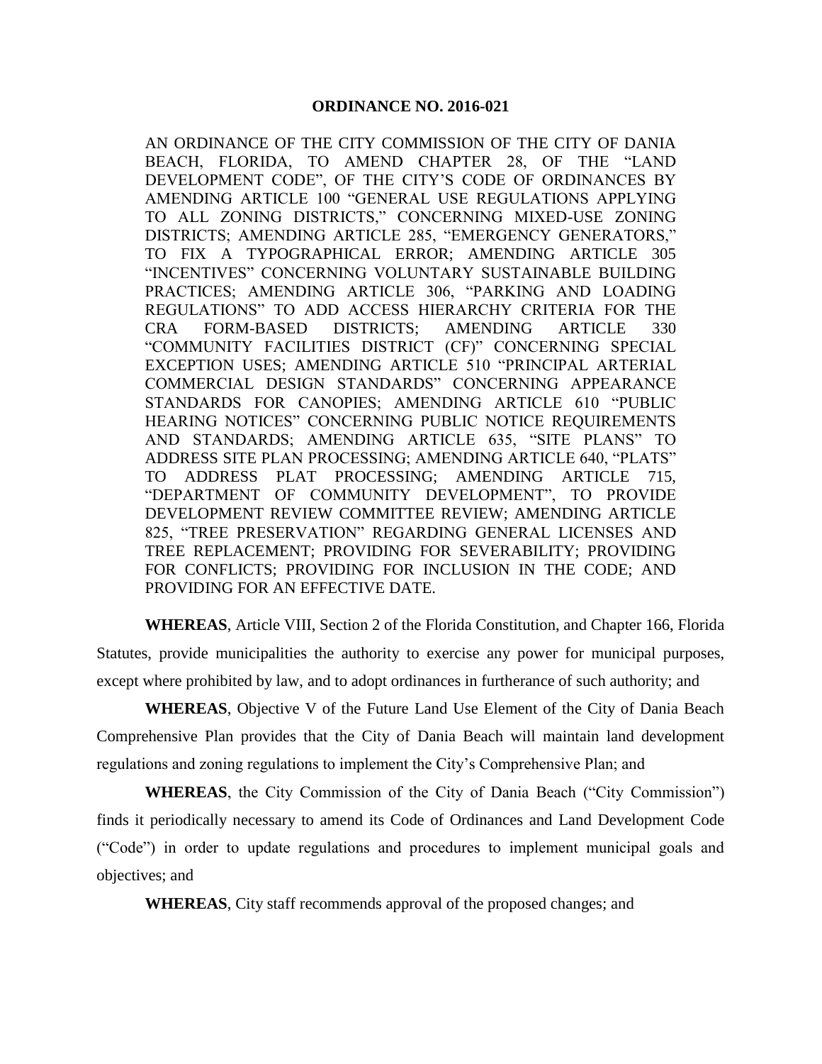**ORDINANCE NO. 2016-021**

AN ORDINANCE OF THE CITY COMMISSION OF THE CITY OF DANIA BEACH, FLORIDA, TO AMEND CHAPTER 28, OF THE "LAND DEVELOPMENT CODE", OF THE CITY'S CODE OF ORDINANCES BY AMENDING ARTICLE 100 "GENERAL USE REGULATIONS APPLYING TO ALL ZONING DISTRICTS," CONCERNING MIXED-USE ZONING DISTRICTS; AMENDING ARTICLE 285, "EMERGENCY GENERATORS," TO FIX A TYPOGRAPHICAL ERROR; AMENDING ARTICLE 305 "INCENTIVES" CONCERNING VOLUNTARY SUSTAINABLE BUILDING PRACTICES; AMENDING ARTICLE 306, "PARKING AND LOADING REGULATIONS" TO ADD ACCESS HIERARCHY CRITERIA FOR THE CRA FORM-BASED DISTRICTS; AMENDING ARTICLE 330 "COMMUNITY FACILITIES DISTRICT (CF)" CONCERNING SPECIAL EXCEPTION USES; AMENDING ARTICLE 510 "PRINCIPAL ARTERIAL COMMERCIAL DESIGN STANDARDS" CONCERNING APPEARANCE STANDARDS FOR CANOPIES; AMENDING ARTICLE 610 "PUBLIC HEARING NOTICES" CONCERNING PUBLIC NOTICE REQUIREMENTS AND STANDARDS; AMENDING ARTICLE 635, "SITE PLANS" TO ADDRESS SITE PLAN PROCESSING; AMENDING ARTICLE 640, "PLATS" TO ADDRESS PLAT PROCESSING; AMENDING ARTICLE 715, "DEPARTMENT OF COMMUNITY DEVELOPMENT", TO PROVIDE DEVELOPMENT REVIEW COMMITTEE REVIEW; AMENDING ARTICLE 825, "TREE PRESERVATION" REGARDING GENERAL LICENSES AND TREE REPLACEMENT; PROVIDING FOR SEVERABILITY; PROVIDING FOR CONFLICTS; PROVIDING FOR INCLUSION IN THE CODE; AND PROVIDING FOR AN EFFECTIVE DATE.

**WHEREAS**, Article VIII, Section 2 of the Florida Constitution, and Chapter 166, Florida Statutes, provide municipalities the authority to exercise any power for municipal purposes, except where prohibited by law, and to adopt ordinances in furtherance of such authority; and

**WHEREAS**, Objective V of the Future Land Use Element of the City of Dania Beach Comprehensive Plan provides that the City of Dania Beach will maintain land development regulations and zoning regulations to implement the City's Comprehensive Plan; and

**WHEREAS**, the City Commission of the City of Dania Beach ("City Commission") finds it periodically necessary to amend its Code of Ordinances and Land Development Code ("Code") in order to update regulations and procedures to implement municipal goals and objectives; and

**WHEREAS**, City staff recommends approval of the proposed changes; and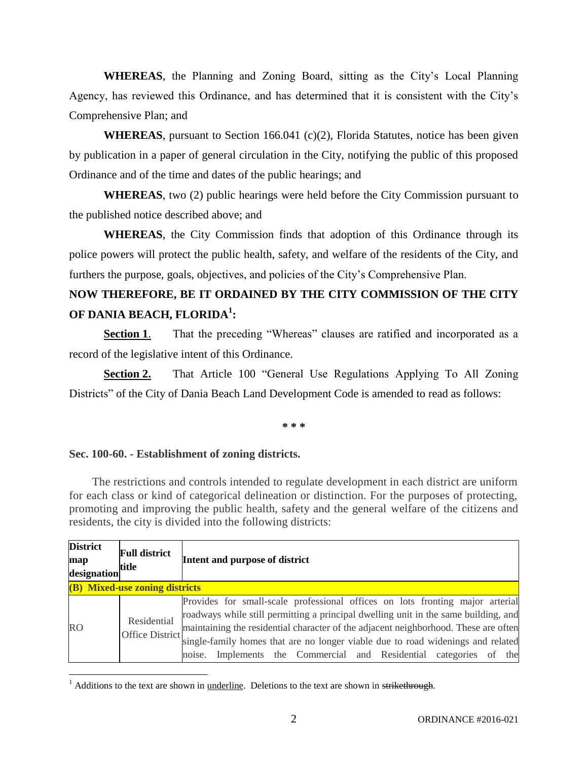**WHEREAS**, the Planning and Zoning Board, sitting as the City's Local Planning Agency, has reviewed this Ordinance, and has determined that it is consistent with the City's Comprehensive Plan; and

**WHEREAS**, pursuant to Section 166.041 (c)(2), Florida Statutes, notice has been given by publication in a paper of general circulation in the City, notifying the public of this proposed Ordinance and of the time and dates of the public hearings; and

**WHEREAS**, two (2) public hearings were held before the City Commission pursuant to the published notice described above; and

**WHEREAS**, the City Commission finds that adoption of this Ordinance through its police powers will protect the public health, safety, and welfare of the residents of the City, and furthers the purpose, goals, objectives, and policies of the City's Comprehensive Plan.

**NOW THEREFORE, BE IT ORDAINED BY THE CITY COMMISSION OF THE CITY OF DANIA BEACH, FLORIDA[1]:**

**Section 1**. That the preceding "Whereas" clauses are ratified and incorporated as a record of the legislative intent of this Ordinance.

**Section 2.** That Article 100 "General Use Regulations Applying To All Zoning Districts" of the City of Dania Beach Land Development Code is amended to read as follows:

\* \* \*

**Sec. 100-60. - Establishment of zoning districts.**

The restrictions and controls intended to regulate development in each district are uniform for each class or kind of categorical delineation or distinction. For the purposes of protecting, promoting and improving the public health, safety and the general welfare of the citizens and residents, the city is divided into the following districts:

| District map designation | Full district title | Intent and purpose of district |
|---|---|---|
| **(B) Mixed-use zoning districts** | | |
| RO | Residential Office District | Provides for small-scale professional offices on lots fronting major arterial roadways while still permitting a principal dwelling unit in the same building, and maintaining the residential character of the adjacent neighborhood. These are often single-family homes that are no longer viable due to road widenings and related noise. Implements the Commercial and Residential categories of the |

[1] Additions to the text are shown in underline. Deletions to the text are shown in ~~strikethrough~~.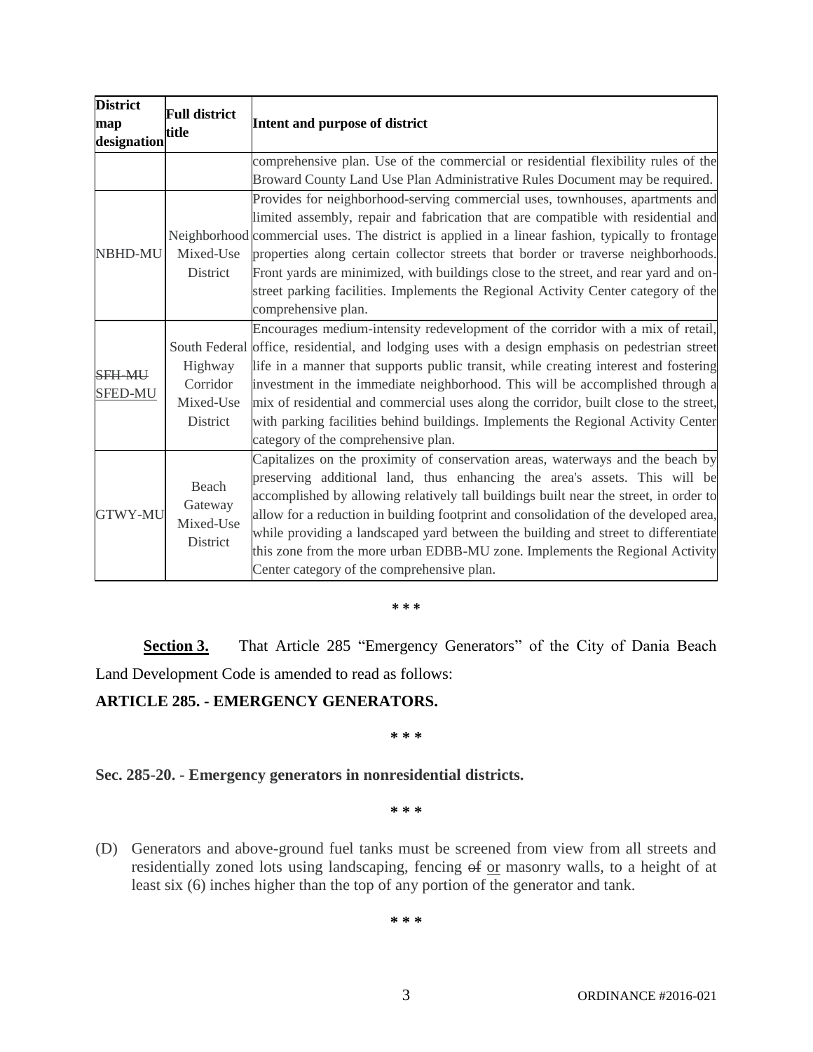| District map designation | Full district title | Intent and purpose of district |
|---|---|---|
| | | comprehensive plan. Use of the commercial or residential flexibility rules of the Broward County Land Use Plan Administrative Rules Document may be required. |
| NBHD-MU | Neighborhood Mixed-Use District | Provides for neighborhood-serving commercial uses, townhouses, apartments and limited assembly, repair and fabrication that are compatible with residential and commercial uses. The district is applied in a linear fashion, typically to frontage properties along certain collector streets that border or traverse neighborhoods. Front yards are minimized, with buildings close to the street, and rear yard and on-street parking facilities. Implements the Regional Activity Center category of the comprehensive plan. |
| ~~SFH-MU~~ <u>SFED-MU</u> | South Federal Highway Corridor Mixed-Use District | Encourages medium-intensity redevelopment of the corridor with a mix of retail, office, residential, and lodging uses with a design emphasis on pedestrian street life in a manner that supports public transit, while creating interest and fostering investment in the immediate neighborhood. This will be accomplished through a mix of residential and commercial uses along the corridor, built close to the street, with parking facilities behind buildings. Implements the Regional Activity Center category of the comprehensive plan. |
| GTWY-MU | Beach Gateway Mixed-Use District | Capitalizes on the proximity of conservation areas, waterways and the beach by preserving additional land, thus enhancing the area's assets. This will be accomplished by allowing relatively tall buildings built near the street, in order to allow for a reduction in building footprint and consolidation of the developed area, while providing a landscaped yard between the building and street to differentiate this zone from the more urban EDBB-MU zone. Implements the Regional Activity Center category of the comprehensive plan. |

\* \* \*

**<u>Section 3.</u>** That Article 285 "Emergency Generators" of the City of Dania Beach Land Development Code is amended to read as follows:

**ARTICLE 285. - EMERGENCY GENERATORS.**

\* \* \*

**Sec. 285-20. - Emergency generators in nonresidential districts.**

\* \* \*

(D) Generators and above-ground fuel tanks must be screened from view from all streets and residentially zoned lots using landscaping, fencing ~~of~~ <u>or</u> masonry walls, to a height of at least six (6) inches higher than the top of any portion of the generator and tank.

\* \* \*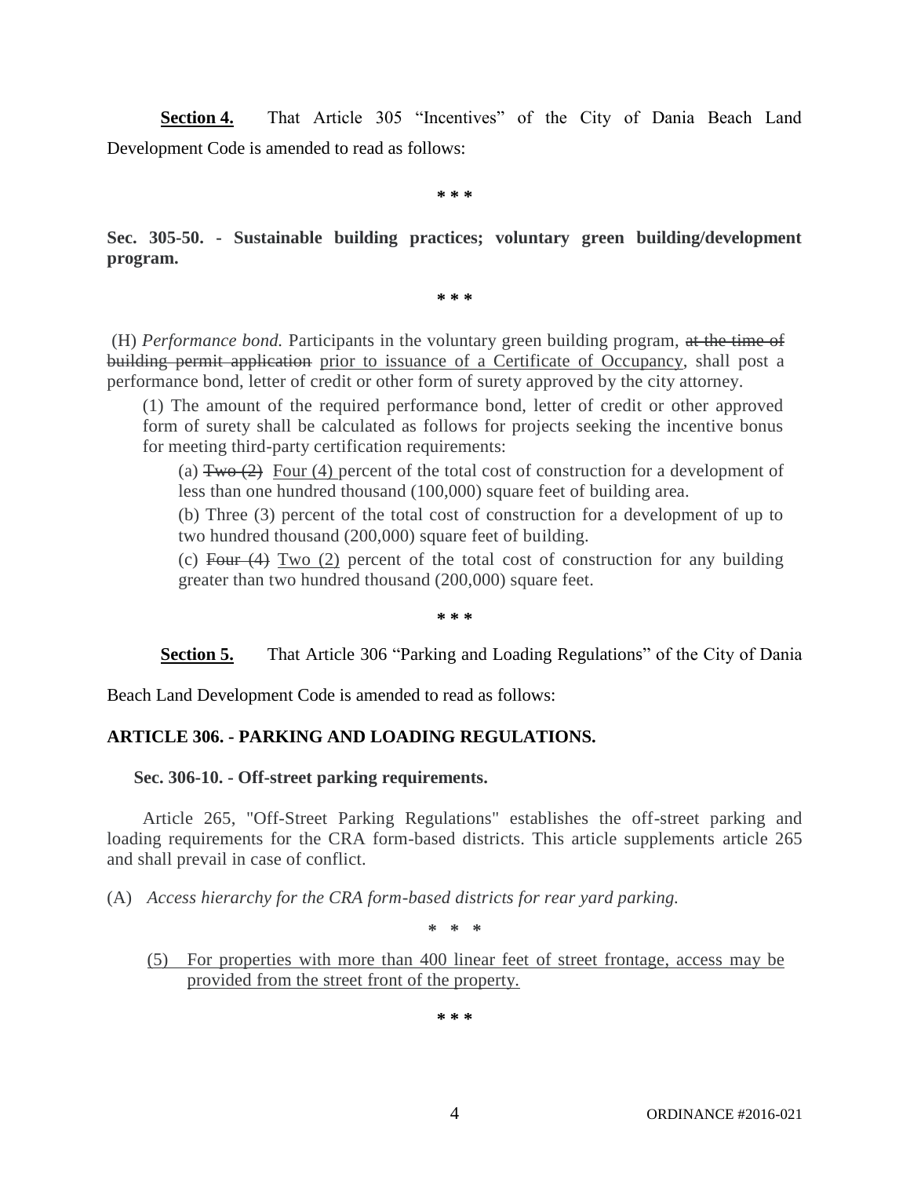**Section 4.** That Article 305 "Incentives" of the City of Dania Beach Land Development Code is amended to read as follows:

\* \* \*

**Sec. 305-50. - Sustainable building practices; voluntary green building/development program.**

\* \* \*

(H) *Performance bond.* Participants in the voluntary green building program, ~~at the time of building permit application~~ <u>prior to issuance of a Certificate of Occupancy</u>, shall post a performance bond, letter of credit or other form of surety approved by the city attorney.

(1) The amount of the required performance bond, letter of credit or other approved form of surety shall be calculated as follows for projects seeking the incentive bonus for meeting third-party certification requirements:

(a) ~~Two (2)~~ <u>Four (4)</u> percent of the total cost of construction for a development of less than one hundred thousand (100,000) square feet of building area.

(b) Three (3) percent of the total cost of construction for a development of up to two hundred thousand (200,000) square feet of building.

(c) ~~Four (4)~~ <u>Two (2)</u> percent of the total cost of construction for any building greater than two hundred thousand (200,000) square feet.

\* \* \*

**Section 5.** That Article 306 "Parking and Loading Regulations" of the City of Dania Beach Land Development Code is amended to read as follows:

**ARTICLE 306. - PARKING AND LOADING REGULATIONS.**

**Sec. 306-10. - Off-street parking requirements.**

Article 265, "Off-Street Parking Regulations" establishes the off-street parking and loading requirements for the CRA form-based districts. This article supplements article 265 and shall prevail in case of conflict.

(A) *Access hierarchy for the CRA form-based districts for rear yard parking.*

\* \* \*

<u>(5) For properties with more than 400 linear feet of street frontage, access may be provided from the street front of the property.</u>

\* \* \*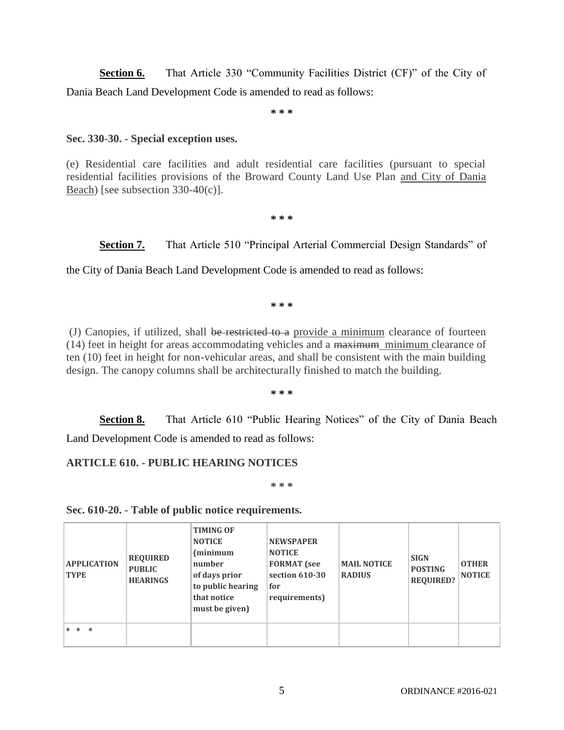**Section 6.** That Article 330 "Community Facilities District (CF)" of the City of Dania Beach Land Development Code is amended to read as follows:

\* \* \*

**Sec. 330-30. - Special exception uses.**

(e) Residential care facilities and adult residential care facilities (pursuant to special residential facilities provisions of the Broward County Land Use Plan <u>and City of Dania Beach</u>) [see subsection 330-40(c)].

\* \* \*

**Section 7.** That Article 510 "Principal Arterial Commercial Design Standards" of the City of Dania Beach Land Development Code is amended to read as follows:

\* \* \*

(J) Canopies, if utilized, shall ~~be restricted to a~~ <u>provide a minimum</u> clearance of fourteen (14) feet in height for areas accommodating vehicles and a ~~maximum~~ <u>minimum</u> clearance of ten (10) feet in height for non-vehicular areas, and shall be consistent with the main building design. The canopy columns shall be architecturally finished to match the building.

\* \* \*

**Section 8.** That Article 610 "Public Hearing Notices" of the City of Dania Beach Land Development Code is amended to read as follows:

**ARTICLE 610. - PUBLIC HEARING NOTICES**

\* \* \*

**Sec. 610-20. - Table of public notice requirements.**

| APPLICATION TYPE | REQUIRED PUBLIC HEARINGS | TIMING OF NOTICE (minimum number of days prior to public hearing that notice must be given) | NEWSPAPER NOTICE FORMAT (see section 610-30 for requirements) | MAIL NOTICE RADIUS | SIGN POSTING REQUIRED? | OTHER NOTICE |
|---|---|---|---|---|---|---|
| \* \* \* | | | | | | |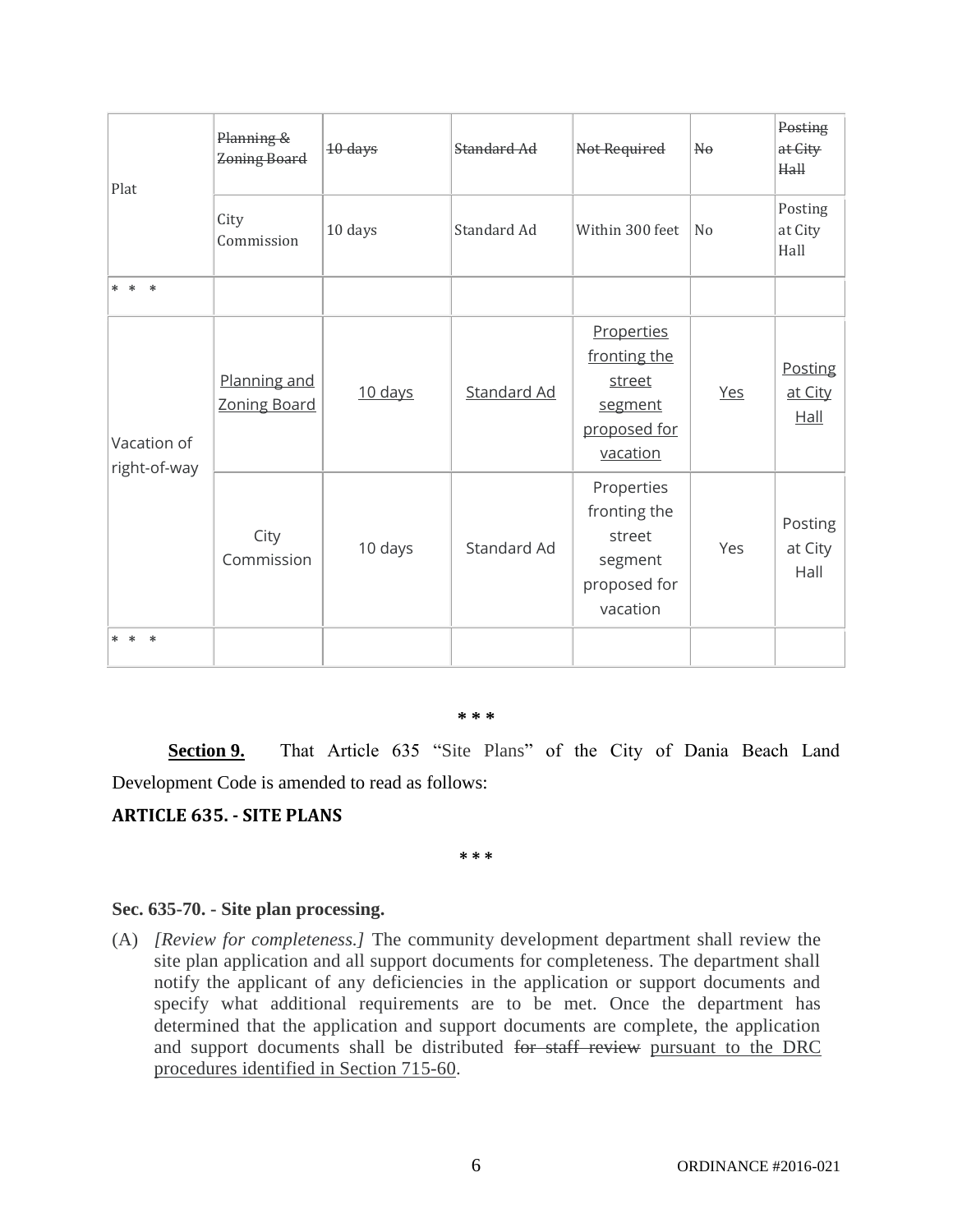| Plat | ~~Planning & Zoning Board~~ | ~~10 days~~ | ~~Standard Ad~~ | ~~Not Required~~ | ~~No~~ | ~~Posting at City Hall~~ |
|---|---|---|---|---|---|---|
| | City Commission | 10 days | Standard Ad | Within 300 feet | No | Posting at City Hall |
| * * * | | | | | | |
| Vacation of right-of-way | <u>Planning and Zoning Board</u> | <u>10 days</u> | <u>Standard Ad</u> | <u>Properties fronting the street segment proposed for vacation</u> | <u>Yes</u> | <u>Posting at City Hall</u> |
| | City Commission | 10 days | Standard Ad | Properties fronting the street segment proposed for vacation | Yes | Posting at City Hall |
| * * * | | | | | | |

\* \* \*

**<u>Section 9.</u>** That Article 635 "Site Plans" of the City of Dania Beach Land Development Code is amended to read as follows:

**ARTICLE 635. - SITE PLANS**

\* \* \*

**Sec. 635-70. - Site plan processing.**

(A) *[Review for completeness.]* The community development department shall review the site plan application and all support documents for completeness. The department shall notify the applicant of any deficiencies in the application or support documents and specify what additional requirements are to be met. Once the department has determined that the application and support documents are complete, the application and support documents shall be distributed ~~for staff review~~ <u>pursuant to the DRC procedures identified in Section 715-60</u>.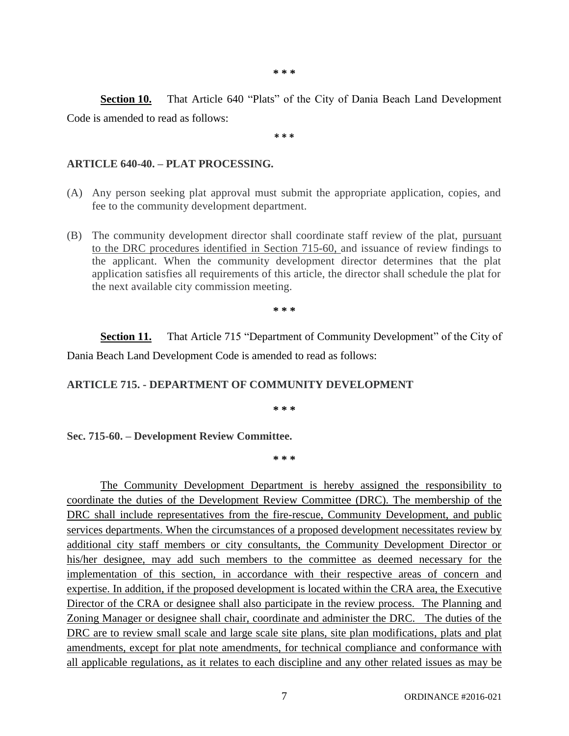\* \* \*

**Section 10.** That Article 640 "Plats" of the City of Dania Beach Land Development Code is amended to read as follows:

\* \* \*

**ARTICLE 640-40. – PLAT PROCESSING.**

(A) Any person seeking plat approval must submit the appropriate application, copies, and fee to the community development department.

(B) The community development director shall coordinate staff review of the plat, <u>pursuant to the DRC procedures identified in Section 715-60,</u> and issuance of review findings to the applicant. When the community development director determines that the plat application satisfies all requirements of this article, the director shall schedule the plat for the next available city commission meeting.

\* \* \*

**Section 11.** That Article 715 "Department of Community Development" of the City of Dania Beach Land Development Code is amended to read as follows:

**ARTICLE 715. - DEPARTMENT OF COMMUNITY DEVELOPMENT**

\* \* \*

**Sec. 715-60. – Development Review Committee.**

\* \* \*

<u>The Community Development Department is hereby assigned the responsibility to coordinate the duties of the Development Review Committee (DRC). The membership of the DRC shall include representatives from the fire-rescue, Community Development, and public services departments. When the circumstances of a proposed development necessitates review by additional city staff members or city consultants, the Community Development Director or his/her designee, may add such members to the committee as deemed necessary for the implementation of this section, in accordance with their respective areas of concern and expertise. In addition, if the proposed development is located within the CRA area, the Executive Director of the CRA or designee shall also participate in the review process. The Planning and Zoning Manager or designee shall chair, coordinate and administer the DRC. The duties of the DRC are to review small scale and large scale site plans, site plan modifications, plats and plat amendments, except for plat note amendments, for technical compliance and conformance with all applicable regulations, as it relates to each discipline and any other related issues as may be</u>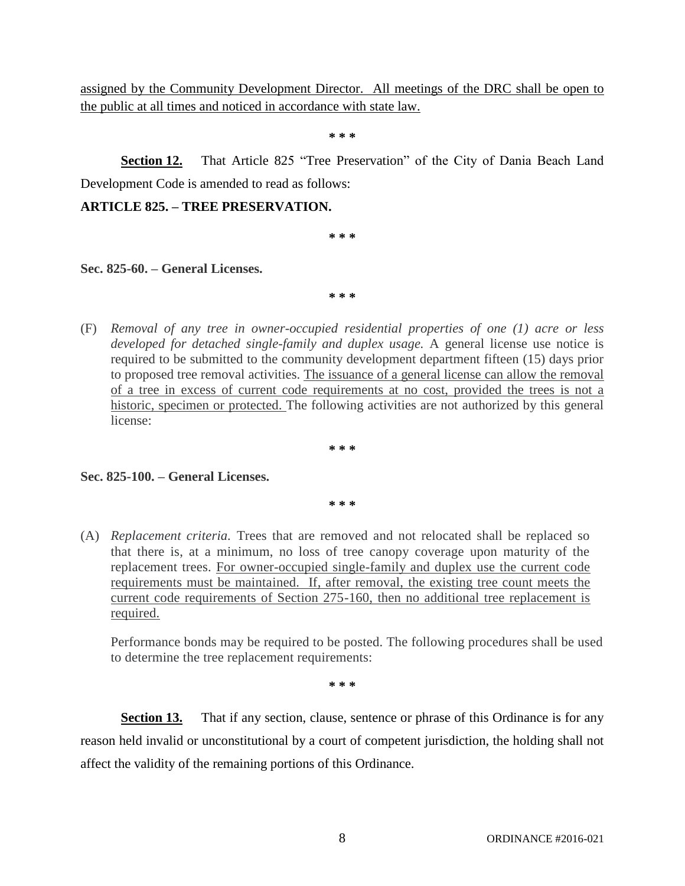assigned by the Community Development Director. All meetings of the DRC shall be open to the public at all times and noticed in accordance with state law.

\* \* \*

**Section 12.** That Article 825 "Tree Preservation" of the City of Dania Beach Land Development Code is amended to read as follows:

**ARTICLE 825. – TREE PRESERVATION.**

\* \* \*

**Sec. 825-60. – General Licenses.**

\* \* \*

(F) *Removal of any tree in owner-occupied residential properties of one (1) acre or less developed for detached single-family and duplex usage.* A general license use notice is required to be submitted to the community development department fifteen (15) days prior to proposed tree removal activities. The issuance of a general license can allow the removal of a tree in excess of current code requirements at no cost, provided the trees is not a historic, specimen or protected. The following activities are not authorized by this general license:

\* \* \*

**Sec. 825-100. – General Licenses.**

\* \* \*

(A) *Replacement criteria.* Trees that are removed and not relocated shall be replaced so that there is, at a minimum, no loss of tree canopy coverage upon maturity of the replacement trees. For owner-occupied single-family and duplex use the current code requirements must be maintained. If, after removal, the existing tree count meets the current code requirements of Section 275-160, then no additional tree replacement is required.

Performance bonds may be required to be posted. The following procedures shall be used to determine the tree replacement requirements:

\* \* \*

**Section 13.** That if any section, clause, sentence or phrase of this Ordinance is for any reason held invalid or unconstitutional by a court of competent jurisdiction, the holding shall not affect the validity of the remaining portions of this Ordinance.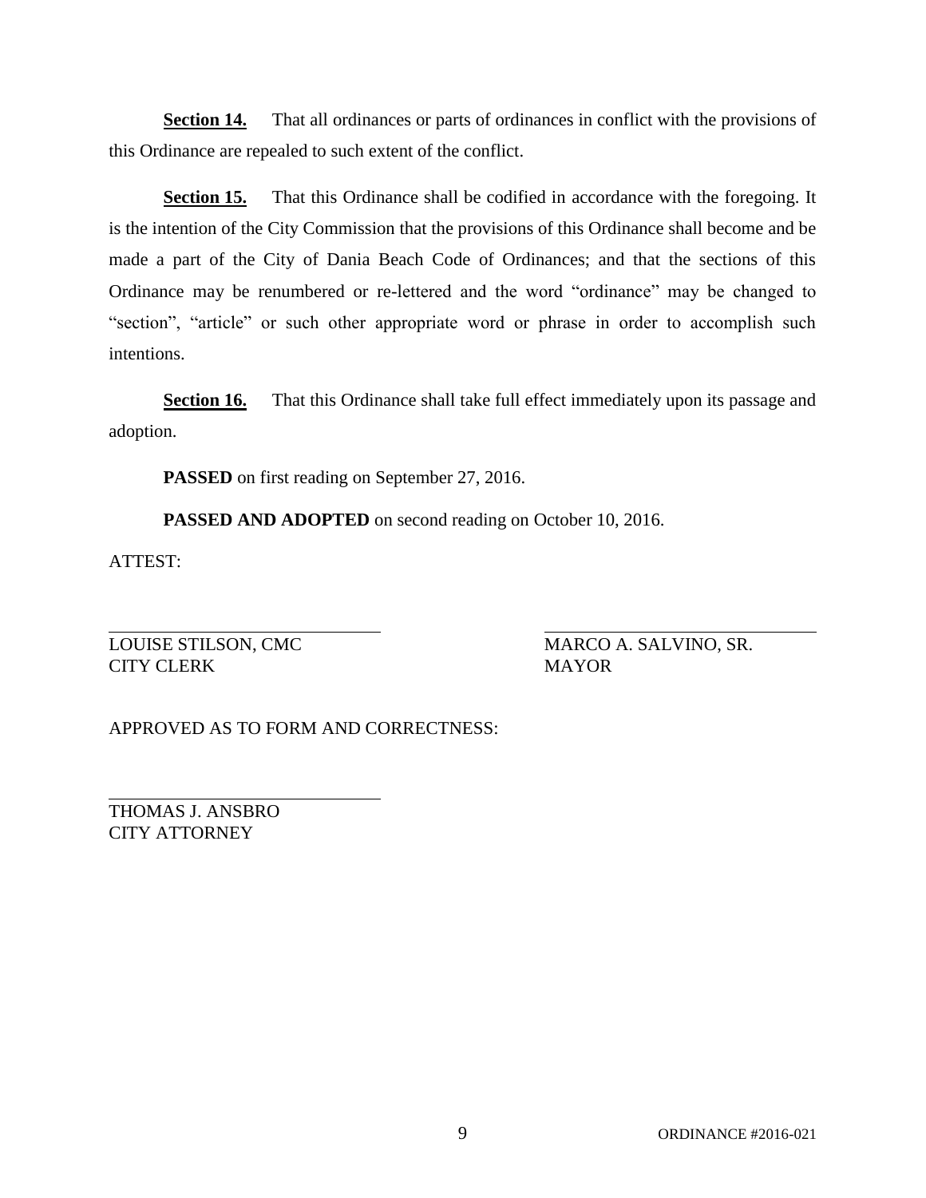**<u>Section 14.</u>** That all ordinances or parts of ordinances in conflict with the provisions of this Ordinance are repealed to such extent of the conflict.

**<u>Section 15.</u>** That this Ordinance shall be codified in accordance with the foregoing. It is the intention of the City Commission that the provisions of this Ordinance shall become and be made a part of the City of Dania Beach Code of Ordinances; and that the sections of this Ordinance may be renumbered or re-lettered and the word "ordinance" may be changed to "section", "article" or such other appropriate word or phrase in order to accomplish such intentions.

**<u>Section 16.</u>** That this Ordinance shall take full effect immediately upon its passage and adoption.

**PASSED** on first reading on September 27, 2016.

**PASSED AND ADOPTED** on second reading on October 10, 2016.

ATTEST:

LOUISE STILSON, CMC
CITY CLERK

MARCO A. SALVINO, SR.
MAYOR

APPROVED AS TO FORM AND CORRECTNESS:

THOMAS J. ANSBRO
CITY ATTORNEY

ORDINANCE #2016-021